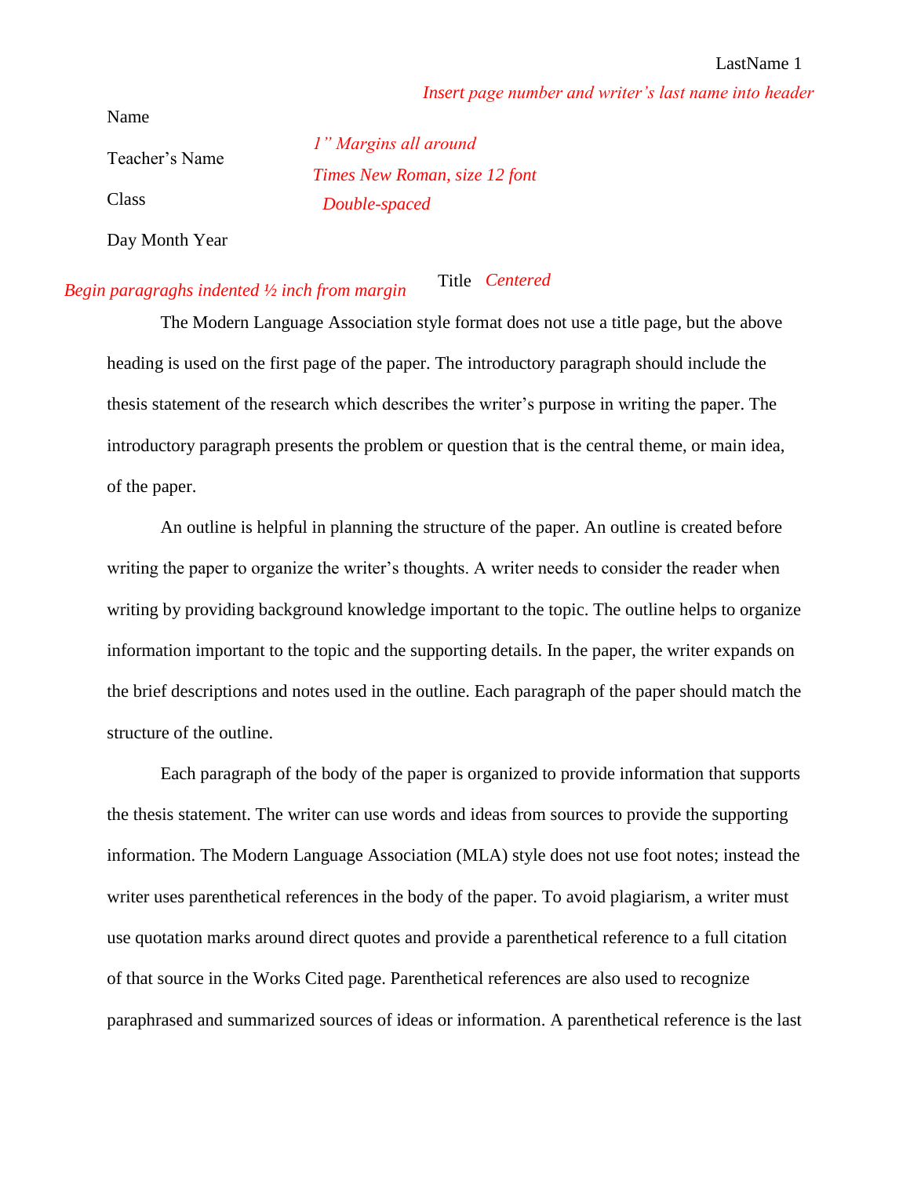*Insert page number and writer's last name into header*

Name

Teacher's Name

Class

Day Month Year

*1" Margins all around*

*Times New Roman, size 12 font*

*Double-spaced*

*Begin paragraghs indented ½ inch from margin*

Title *Centered*

The Modern Language Association style format does not use a title page, but the above heading is used on the first page of the paper. The introductory paragraph should include the thesis statement of the research which describes the writer's purpose in writing the paper. The introductory paragraph presents the problem or question that is the central theme, or main idea, of the paper.

An outline is helpful in planning the structure of the paper. An outline is created before writing the paper to organize the writer's thoughts. A writer needs to consider the reader when writing by providing background knowledge important to the topic. The outline helps to organize information important to the topic and the supporting details. In the paper, the writer expands on the brief descriptions and notes used in the outline. Each paragraph of the paper should match the structure of the outline.

Each paragraph of the body of the paper is organized to provide information that supports the thesis statement. The writer can use words and ideas from sources to provide the supporting information. The Modern Language Association (MLA) style does not use foot notes; instead the writer uses parenthetical references in the body of the paper. To avoid plagiarism, a writer must use quotation marks around direct quotes and provide a parenthetical reference to a full citation of that source in the Works Cited page. Parenthetical references are also used to recognize paraphrased and summarized sources of ideas or information. A parenthetical reference is the last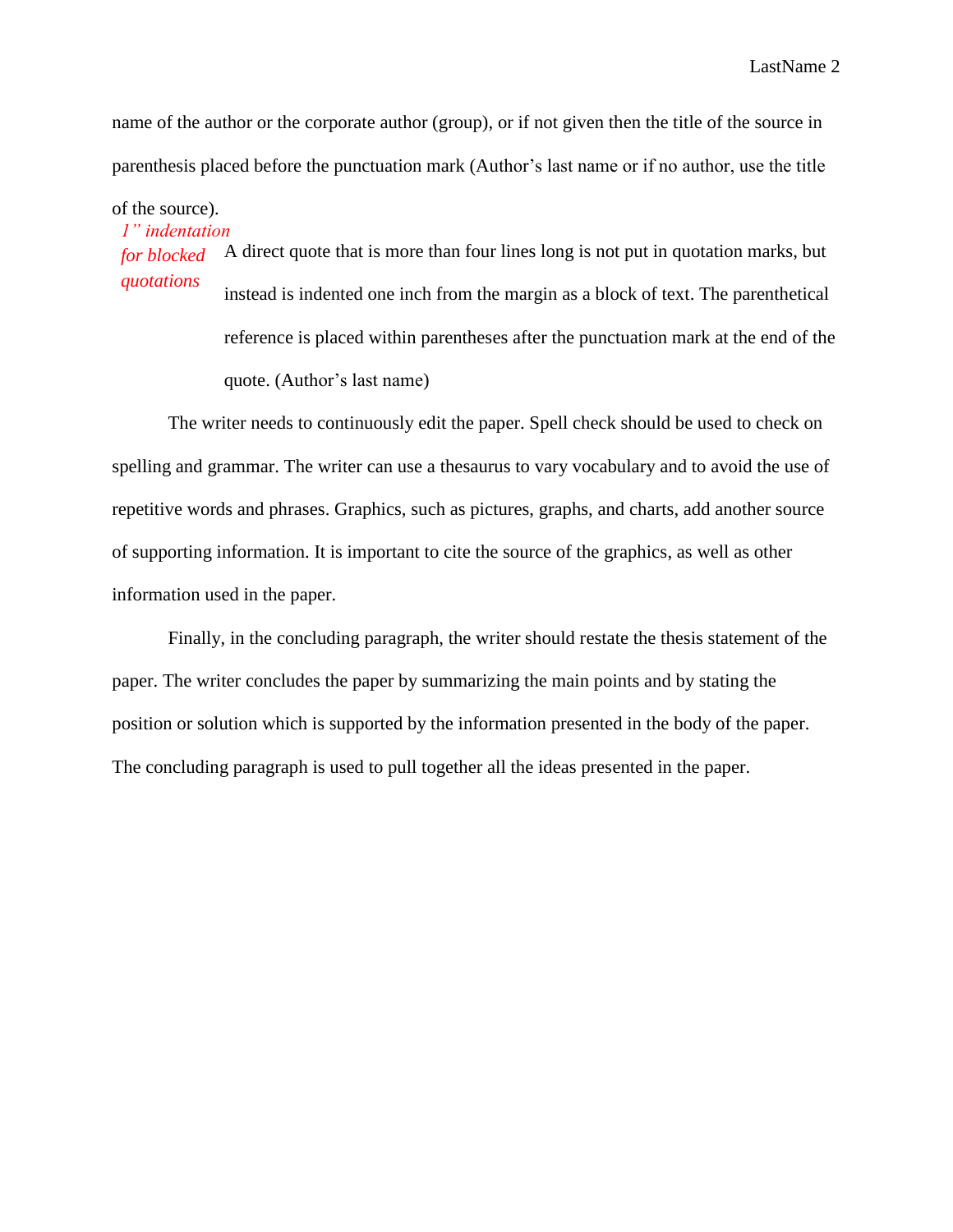name of the author or the corporate author (group), or if not given then the title of the source in parenthesis placed before the punctuation mark (Author's last name or if no author, use the title of the source).

*1" indentation for blocked quotations*

> A direct quote that is more than four lines long is not put in quotation marks, but instead is indented one inch from the margin as a block of text. The parenthetical reference is placed within parentheses after the punctuation mark at the end of the quote. (Author's last name)

The writer needs to continuously edit the paper. Spell check should be used to check on spelling and grammar. The writer can use a thesaurus to vary vocabulary and to avoid the use of repetitive words and phrases. Graphics, such as pictures, graphs, and charts, add another source of supporting information. It is important to cite the source of the graphics, as well as other information used in the paper.

Finally, in the concluding paragraph, the writer should restate the thesis statement of the paper. The writer concludes the paper by summarizing the main points and by stating the position or solution which is supported by the information presented in the body of the paper. The concluding paragraph is used to pull together all the ideas presented in the paper.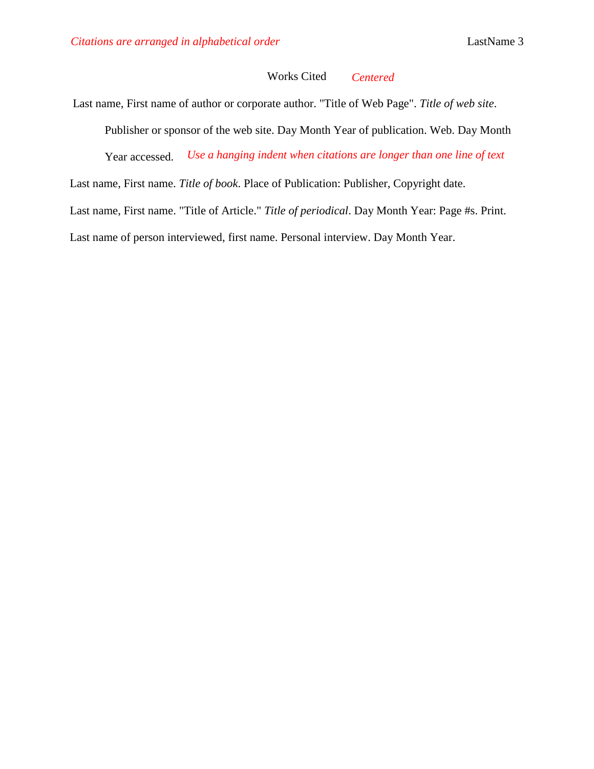*Citations are arranged in alphabetical order*

Works Cited *Centered*

Last name, First name of author or corporate author. "Title of Web Page". *Title of web site*. Publisher or sponsor of the web site. Day Month Year of publication. Web. Day Month Year accessed. *Use a hanging indent when citations are longer than one line of text*

Last name, First name. *Title of book*. Place of Publication: Publisher, Copyright date.

Last name, First name. "Title of Article." *Title of periodical*. Day Month Year: Page #s. Print.

Last name of person interviewed, first name. Personal interview. Day Month Year.